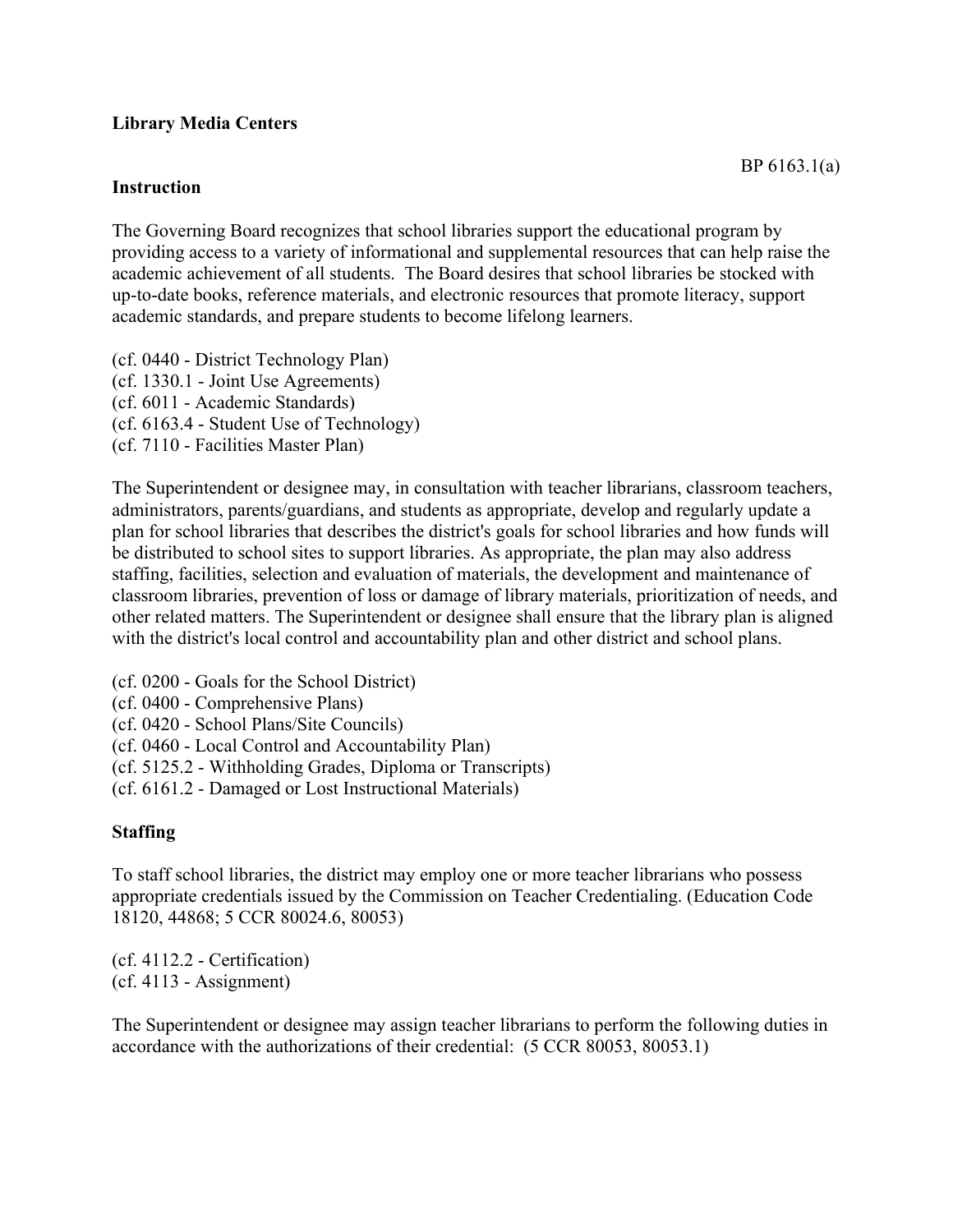**Library Media Centers**

BP 6163.1(a)

**Instruction**

The Governing Board recognizes that school libraries support the educational program by providing access to a variety of informational and supplemental resources that can help raise the academic achievement of all students. The Board desires that school libraries be stocked with up-to-date books, reference materials, and electronic resources that promote literacy, support academic standards, and prepare students to become lifelong learners.

(cf. 0440 - District Technology Plan)
(cf. 1330.1 - Joint Use Agreements)
(cf. 6011 - Academic Standards)
(cf. 6163.4 - Student Use of Technology)
(cf. 7110 - Facilities Master Plan)

The Superintendent or designee may, in consultation with teacher librarians, classroom teachers, administrators, parents/guardians, and students as appropriate, develop and regularly update a plan for school libraries that describes the district's goals for school libraries and how funds will be distributed to school sites to support libraries. As appropriate, the plan may also address staffing, facilities, selection and evaluation of materials, the development and maintenance of classroom libraries, prevention of loss or damage of library materials, prioritization of needs, and other related matters. The Superintendent or designee shall ensure that the library plan is aligned with the district's local control and accountability plan and other district and school plans.

(cf. 0200 - Goals for the School District)
(cf. 0400 - Comprehensive Plans)
(cf. 0420 - School Plans/Site Councils)
(cf. 0460 - Local Control and Accountability Plan)
(cf. 5125.2 - Withholding Grades, Diploma or Transcripts)
(cf. 6161.2 - Damaged or Lost Instructional Materials)

**Staffing**

To staff school libraries, the district may employ one or more teacher librarians who possess appropriate credentials issued by the Commission on Teacher Credentialing. (Education Code 18120, 44868; 5 CCR 80024.6, 80053)

(cf. 4112.2 - Certification)
(cf. 4113 - Assignment)

The Superintendent or designee may assign teacher librarians to perform the following duties in accordance with the authorizations of their credential: (5 CCR 80053, 80053.1)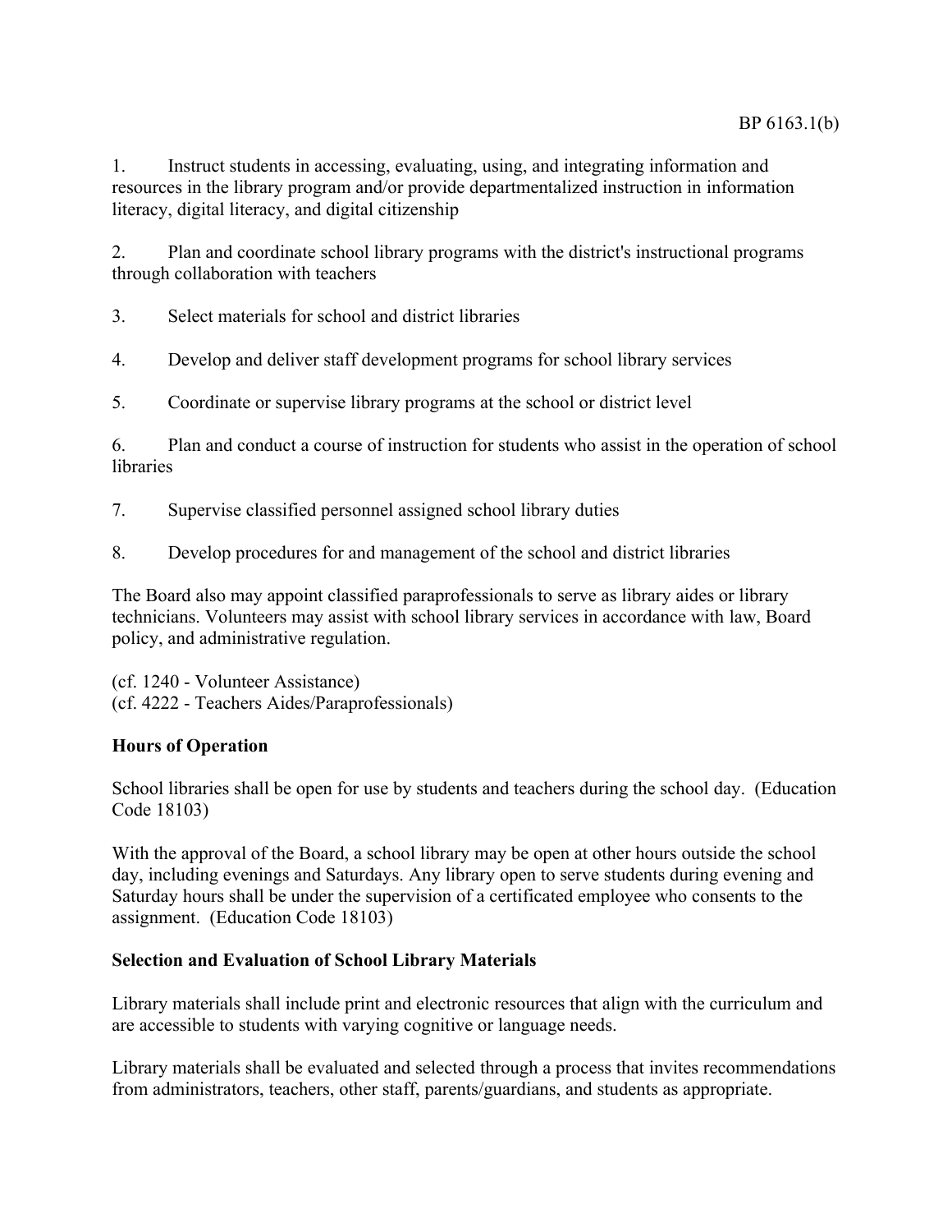1. Instruct students in accessing, evaluating, using, and integrating information and resources in the library program and/or provide departmentalized instruction in information literacy, digital literacy, and digital citizenship

2. Plan and coordinate school library programs with the district's instructional programs through collaboration with teachers

3. Select materials for school and district libraries

4. Develop and deliver staff development programs for school library services

5. Coordinate or supervise library programs at the school or district level

6. Plan and conduct a course of instruction for students who assist in the operation of school libraries

7. Supervise classified personnel assigned school library duties

8. Develop procedures for and management of the school and district libraries

The Board also may appoint classified paraprofessionals to serve as library aides or library technicians. Volunteers may assist with school library services in accordance with law, Board policy, and administrative regulation.

(cf. 1240 - Volunteer Assistance)
(cf. 4222 - Teachers Aides/Paraprofessionals)

**Hours of Operation**

School libraries shall be open for use by students and teachers during the school day. (Education Code 18103)

With the approval of the Board, a school library may be open at other hours outside the school day, including evenings and Saturdays. Any library open to serve students during evening and Saturday hours shall be under the supervision of a certificated employee who consents to the assignment. (Education Code 18103)

**Selection and Evaluation of School Library Materials**

Library materials shall include print and electronic resources that align with the curriculum and are accessible to students with varying cognitive or language needs.

Library materials shall be evaluated and selected through a process that invites recommendations from administrators, teachers, other staff, parents/guardians, and students as appropriate.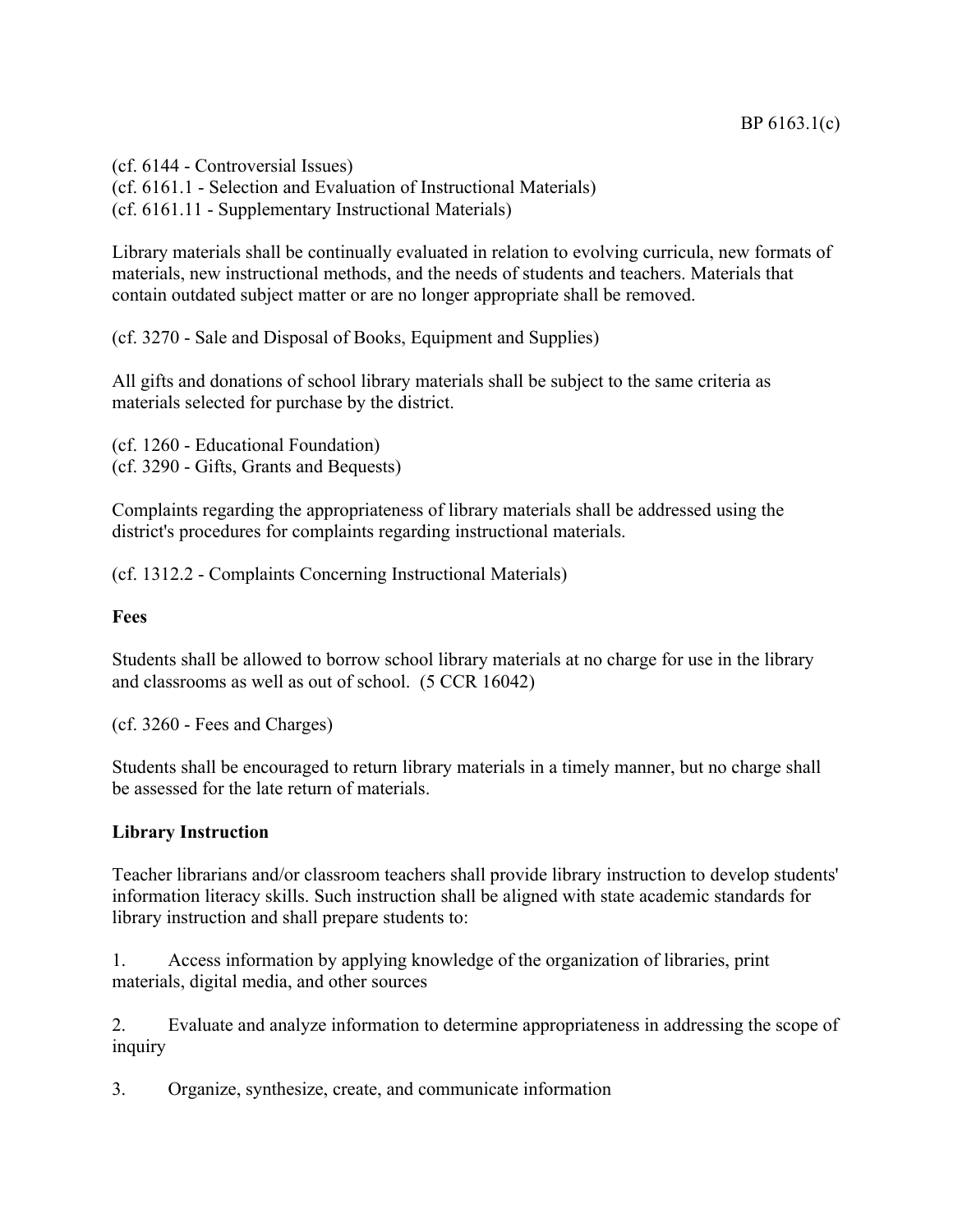(cf. 6144 - Controversial Issues)
(cf. 6161.1 - Selection and Evaluation of Instructional Materials)
(cf. 6161.11 - Supplementary Instructional Materials)

Library materials shall be continually evaluated in relation to evolving curricula, new formats of materials, new instructional methods, and the needs of students and teachers. Materials that contain outdated subject matter or are no longer appropriate shall be removed.

(cf. 3270 - Sale and Disposal of Books, Equipment and Supplies)

All gifts and donations of school library materials shall be subject to the same criteria as materials selected for purchase by the district.

(cf. 1260 - Educational Foundation)
(cf. 3290 - Gifts, Grants and Bequests)

Complaints regarding the appropriateness of library materials shall be addressed using the district's procedures for complaints regarding instructional materials.

(cf. 1312.2 - Complaints Concerning Instructional Materials)

**Fees**

Students shall be allowed to borrow school library materials at no charge for use in the library and classrooms as well as out of school. (5 CCR 16042)

(cf. 3260 - Fees and Charges)

Students shall be encouraged to return library materials in a timely manner, but no charge shall be assessed for the late return of materials.

**Library Instruction**

Teacher librarians and/or classroom teachers shall provide library instruction to develop students' information literacy skills. Such instruction shall be aligned with state academic standards for library instruction and shall prepare students to:

1. Access information by applying knowledge of the organization of libraries, print materials, digital media, and other sources

2. Evaluate and analyze information to determine appropriateness in addressing the scope of inquiry

3. Organize, synthesize, create, and communicate information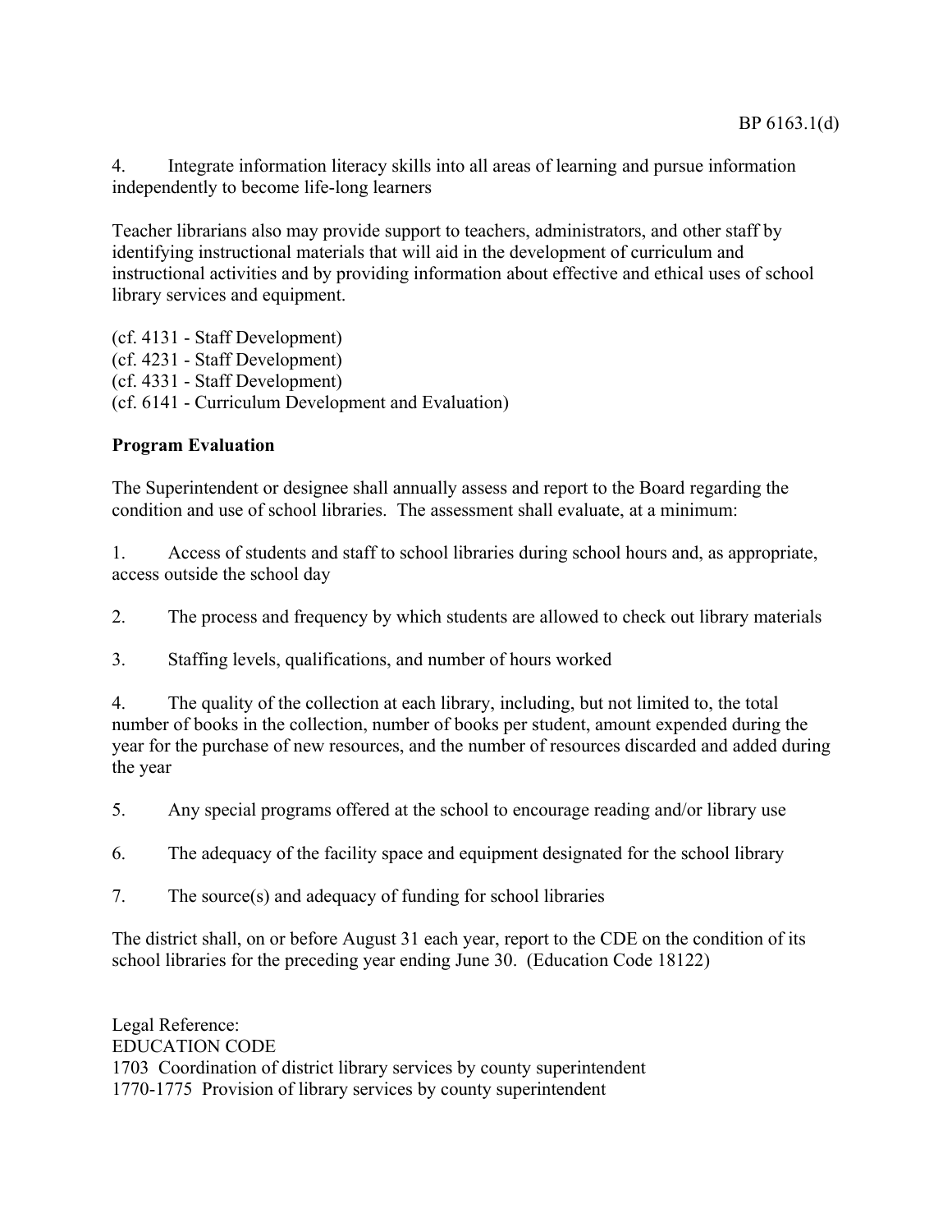4. Integrate information literacy skills into all areas of learning and pursue information independently to become life-long learners

Teacher librarians also may provide support to teachers, administrators, and other staff by identifying instructional materials that will aid in the development of curriculum and instructional activities and by providing information about effective and ethical uses of school library services and equipment.

(cf. 4131 - Staff Development)
(cf. 4231 - Staff Development)
(cf. 4331 - Staff Development)
(cf. 6141 - Curriculum Development and Evaluation)

**Program Evaluation**

The Superintendent or designee shall annually assess and report to the Board regarding the condition and use of school libraries. The assessment shall evaluate, at a minimum:

1. Access of students and staff to school libraries during school hours and, as appropriate, access outside the school day

2. The process and frequency by which students are allowed to check out library materials

3. Staffing levels, qualifications, and number of hours worked

4. The quality of the collection at each library, including, but not limited to, the total number of books in the collection, number of books per student, amount expended during the year for the purchase of new resources, and the number of resources discarded and added during the year

5. Any special programs offered at the school to encourage reading and/or library use

6. The adequacy of the facility space and equipment designated for the school library

7. The source(s) and adequacy of funding for school libraries

The district shall, on or before August 31 each year, report to the CDE on the condition of its school libraries for the preceding year ending June 30. (Education Code 18122)

Legal Reference:
EDUCATION CODE
1703 Coordination of district library services by county superintendent
1770-1775 Provision of library services by county superintendent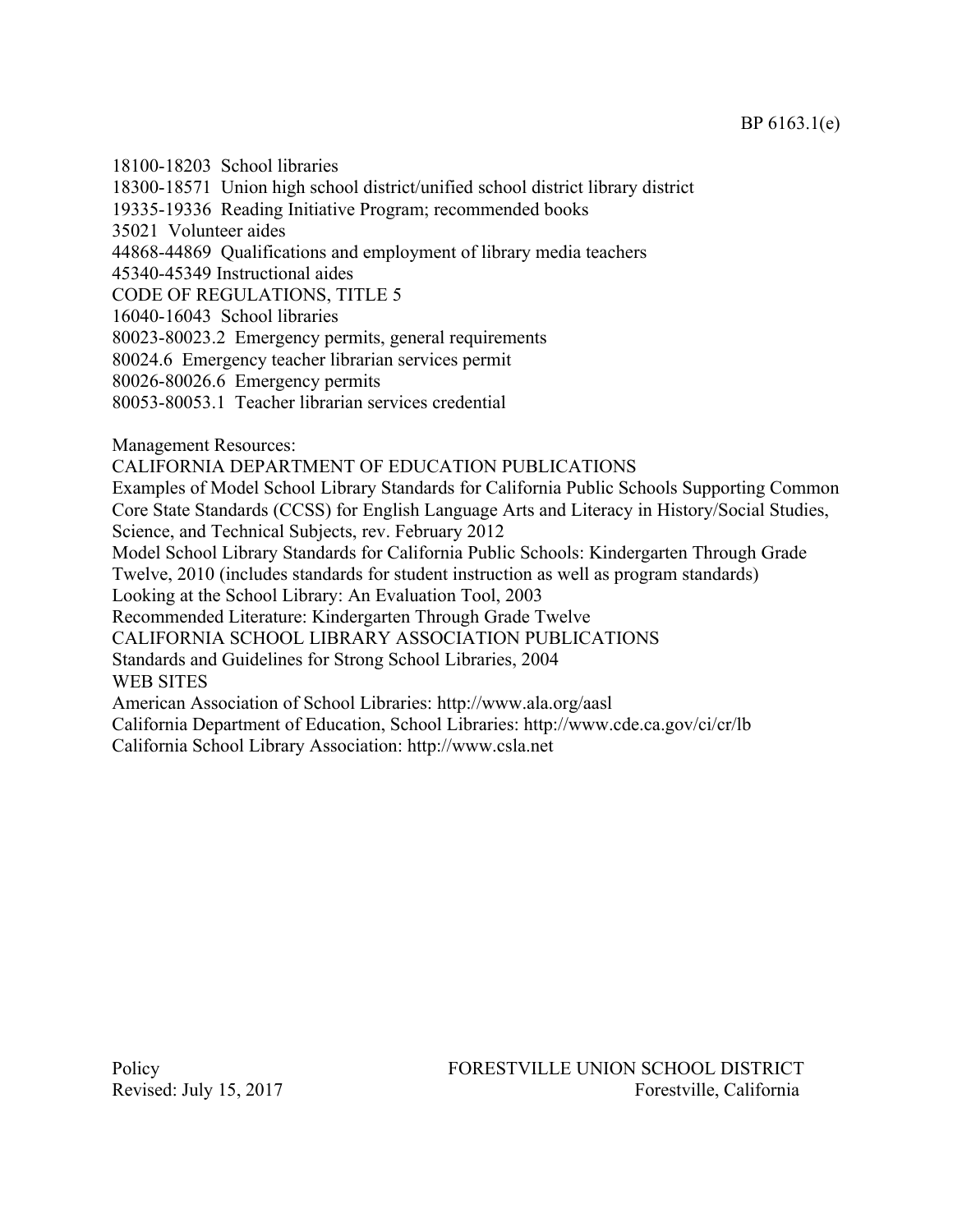18100-18203  School libraries
18300-18571  Union high school district/unified school district library district
19335-19336  Reading Initiative Program; recommended books
35021  Volunteer aides
44868-44869  Qualifications and employment of library media teachers
45340-45349 Instructional aides
CODE OF REGULATIONS, TITLE 5
16040-16043  School libraries
80023-80023.2  Emergency permits, general requirements
80024.6  Emergency teacher librarian services permit
80026-80026.6  Emergency permits
80053-80053.1  Teacher librarian services credential

Management Resources:
CALIFORNIA DEPARTMENT OF EDUCATION PUBLICATIONS
Examples of Model School Library Standards for California Public Schools Supporting Common Core State Standards (CCSS) for English Language Arts and Literacy in History/Social Studies, Science, and Technical Subjects, rev. February 2012
Model School Library Standards for California Public Schools: Kindergarten Through Grade Twelve, 2010 (includes standards for student instruction as well as program standards)
Looking at the School Library: An Evaluation Tool, 2003
Recommended Literature: Kindergarten Through Grade Twelve
CALIFORNIA SCHOOL LIBRARY ASSOCIATION PUBLICATIONS
Standards and Guidelines for Strong School Libraries, 2004
WEB SITES
American Association of School Libraries: http://www.ala.org/aasl
California Department of Education, School Libraries: http://www.cde.ca.gov/ci/cr/lb
California School Library Association: http://www.csla.net

Policy
Revised: July 15, 2017

FORESTVILLE UNION SCHOOL DISTRICT
Forestville, California